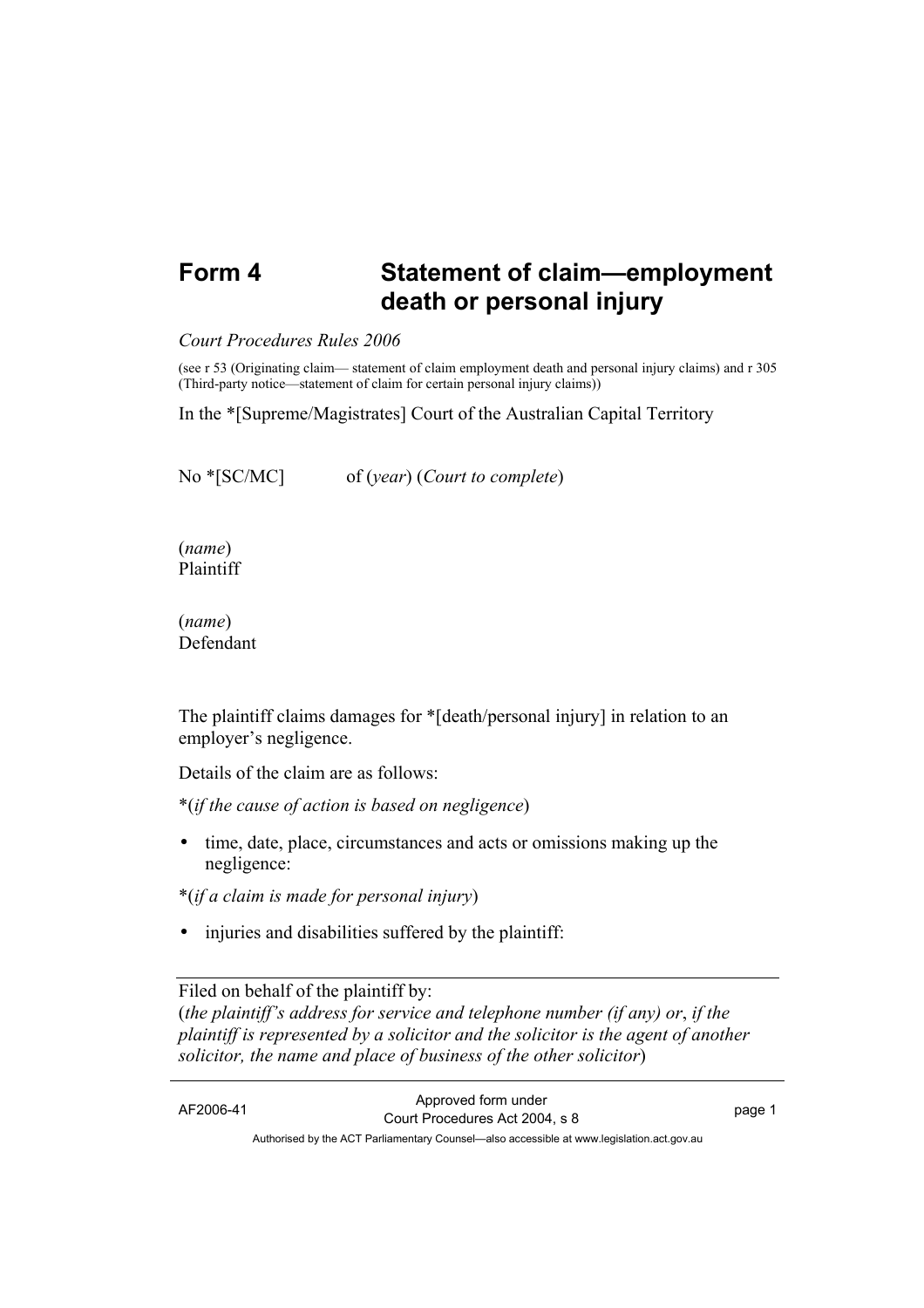# Form 4 Statement of claim—employment death or personal injury

*Court Procedures Rules 2006*

(see r 53 (Originating claim— statement of claim employment death and personal injury claims) and r 305 (Third-party notice—statement of claim for certain personal injury claims))

In the *[Supreme/Magistrates] Court of the Australian Capital Territory

No *[SC/MC] of (*year*) (*Court to complete*)

(*name*)
Plaintiff

(*name*)
Defendant

The plaintiff claims damages for *[death/personal injury] in relation to an employer's negligence.

Details of the claim are as follows:

*(*if the cause of action is based on negligence*)

- time, date, place, circumstances and acts or omissions making up the negligence:

*(*if a claim is made for personal injury*)

- injuries and disabilities suffered by the plaintiff:

---

Filed on behalf of the plaintiff by:
(*the plaintiff's address for service and telephone number (if any) or*, *if the plaintiff is represented by a solicitor and the solicitor is the agent of another solicitor, the name and place of business of the other solicitor*)

---

AF2006-41 Approved form under Court Procedures Act 2004, s 8

Authorised by the ACT Parliamentary Counsel—also accessible at www.legislation.act.gov.au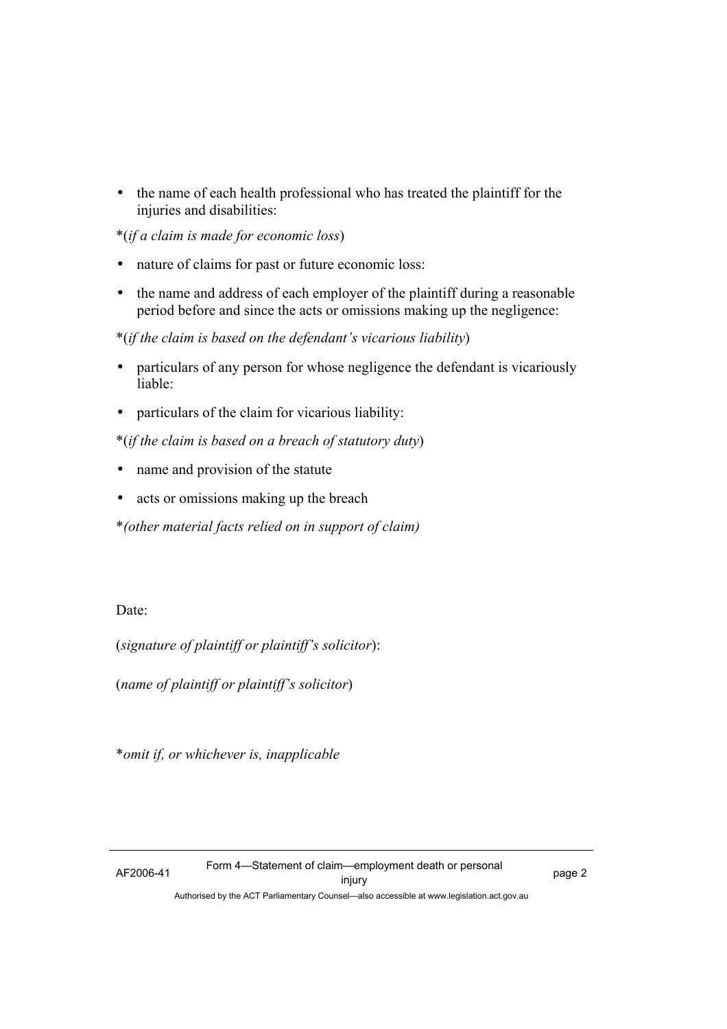- the name of each health professional who has treated the plaintiff for the injuries and disabilities:

*(*if a claim is made for economic loss*)

- nature of claims for past or future economic loss:
- the name and address of each employer of the plaintiff during a reasonable period before and since the acts or omissions making up the negligence:

*(*if the claim is based on the defendant's vicarious liability*)

- particulars of any person for whose negligence the defendant is vicariously liable:
- particulars of the claim for vicarious liability:

*(*if the claim is based on a breach of statutory duty*)

- name and provision of the statute
- acts or omissions making up the breach

**(other material facts relied on in support of claim)*

Date:

(*signature of plaintiff or plaintiff's solicitor*):

(*name of plaintiff or plaintiff's solicitor*)

**omit if, or whichever is, inapplicable*